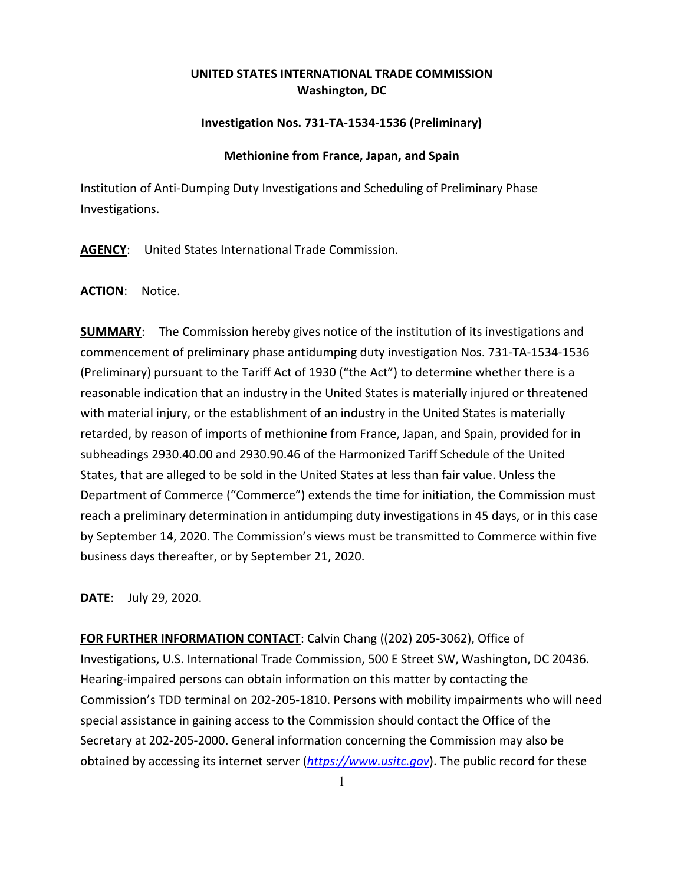**UNITED STATES INTERNATIONAL TRADE COMMISSION**
**Washington, DC**

**Investigation Nos. 731-TA-1534-1536 (Preliminary)**

**Methionine from France, Japan, and Spain**

Institution of Anti-Dumping Duty Investigations and Scheduling of Preliminary Phase Investigations.

**AGENCY**: United States International Trade Commission.

**ACTION**: Notice.

**SUMMARY**: The Commission hereby gives notice of the institution of its investigations and commencement of preliminary phase antidumping duty investigation Nos. 731-TA-1534-1536 (Preliminary) pursuant to the Tariff Act of 1930 ("the Act") to determine whether there is a reasonable indication that an industry in the United States is materially injured or threatened with material injury, or the establishment of an industry in the United States is materially retarded, by reason of imports of methionine from France, Japan, and Spain, provided for in subheadings 2930.40.00 and 2930.90.46 of the Harmonized Tariff Schedule of the United States, that are alleged to be sold in the United States at less than fair value. Unless the Department of Commerce ("Commerce") extends the time for initiation, the Commission must reach a preliminary determination in antidumping duty investigations in 45 days, or in this case by September 14, 2020. The Commission's views must be transmitted to Commerce within five business days thereafter, or by September 21, 2020.

**DATE**: July 29, 2020.

**FOR FURTHER INFORMATION CONTACT**: Calvin Chang ((202) 205-3062), Office of Investigations, U.S. International Trade Commission, 500 E Street SW, Washington, DC 20436. Hearing-impaired persons can obtain information on this matter by contacting the Commission's TDD terminal on 202-205-1810. Persons with mobility impairments who will need special assistance in gaining access to the Commission should contact the Office of the Secretary at 202-205-2000. General information concerning the Commission may also be obtained by accessing its internet server (*https://www.usitc.gov*). The public record for these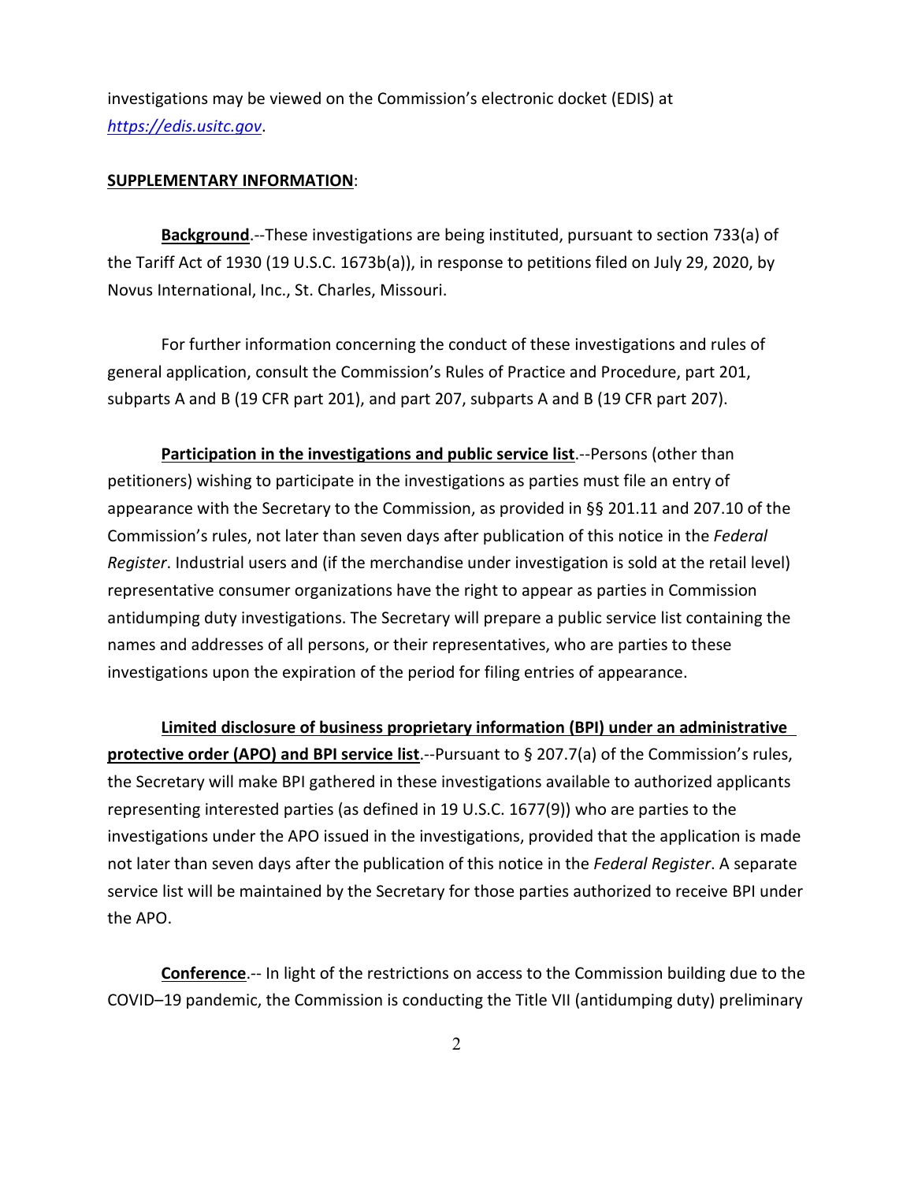investigations may be viewed on the Commission's electronic docket (EDIS) at *https://edis.usitc.gov*.

**SUPPLEMENTARY INFORMATION**:

**Background**.--These investigations are being instituted, pursuant to section 733(a) of the Tariff Act of 1930 (19 U.S.C. 1673b(a)), in response to petitions filed on July 29, 2020, by Novus International, Inc., St. Charles, Missouri.

For further information concerning the conduct of these investigations and rules of general application, consult the Commission's Rules of Practice and Procedure, part 201, subparts A and B (19 CFR part 201), and part 207, subparts A and B (19 CFR part 207).

**Participation in the investigations and public service list**.--Persons (other than petitioners) wishing to participate in the investigations as parties must file an entry of appearance with the Secretary to the Commission, as provided in §§ 201.11 and 207.10 of the Commission's rules, not later than seven days after publication of this notice in the *Federal Register*. Industrial users and (if the merchandise under investigation is sold at the retail level) representative consumer organizations have the right to appear as parties in Commission antidumping duty investigations. The Secretary will prepare a public service list containing the names and addresses of all persons, or their representatives, who are parties to these investigations upon the expiration of the period for filing entries of appearance.

**Limited disclosure of business proprietary information (BPI) under an administrative protective order (APO) and BPI service list**.--Pursuant to § 207.7(a) of the Commission's rules, the Secretary will make BPI gathered in these investigations available to authorized applicants representing interested parties (as defined in 19 U.S.C. 1677(9)) who are parties to the investigations under the APO issued in the investigations, provided that the application is made not later than seven days after the publication of this notice in the *Federal Register*. A separate service list will be maintained by the Secretary for those parties authorized to receive BPI under the APO.

**Conference**.-- In light of the restrictions on access to the Commission building due to the COVID–19 pandemic, the Commission is conducting the Title VII (antidumping duty) preliminary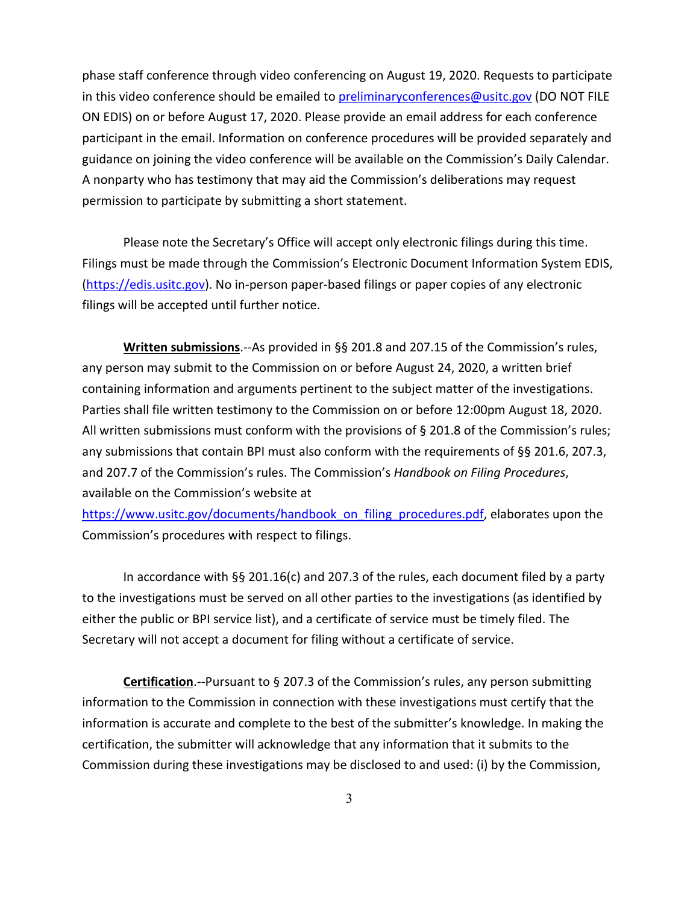phase staff conference through video conferencing on August 19, 2020. Requests to participate in this video conference should be emailed to preliminaryconferences@usitc.gov (DO NOT FILE ON EDIS) on or before August 17, 2020. Please provide an email address for each conference participant in the email. Information on conference procedures will be provided separately and guidance on joining the video conference will be available on the Commission's Daily Calendar. A nonparty who has testimony that may aid the Commission's deliberations may request permission to participate by submitting a short statement.

Please note the Secretary's Office will accept only electronic filings during this time. Filings must be made through the Commission's Electronic Document Information System EDIS, (https://edis.usitc.gov). No in-person paper-based filings or paper copies of any electronic filings will be accepted until further notice.

**Written submissions**.--As provided in §§ 201.8 and 207.15 of the Commission's rules, any person may submit to the Commission on or before August 24, 2020, a written brief containing information and arguments pertinent to the subject matter of the investigations. Parties shall file written testimony to the Commission on or before 12:00pm August 18, 2020. All written submissions must conform with the provisions of § 201.8 of the Commission's rules; any submissions that contain BPI must also conform with the requirements of §§ 201.6, 207.3, and 207.7 of the Commission's rules. The Commission's *Handbook on Filing Procedures*, available on the Commission's website at https://www.usitc.gov/documents/handbook_on_filing_procedures.pdf, elaborates upon the Commission's procedures with respect to filings.

In accordance with §§ 201.16(c) and 207.3 of the rules, each document filed by a party to the investigations must be served on all other parties to the investigations (as identified by either the public or BPI service list), and a certificate of service must be timely filed. The Secretary will not accept a document for filing without a certificate of service.

**Certification**.--Pursuant to § 207.3 of the Commission's rules, any person submitting information to the Commission in connection with these investigations must certify that the information is accurate and complete to the best of the submitter's knowledge. In making the certification, the submitter will acknowledge that any information that it submits to the Commission during these investigations may be disclosed to and used: (i) by the Commission,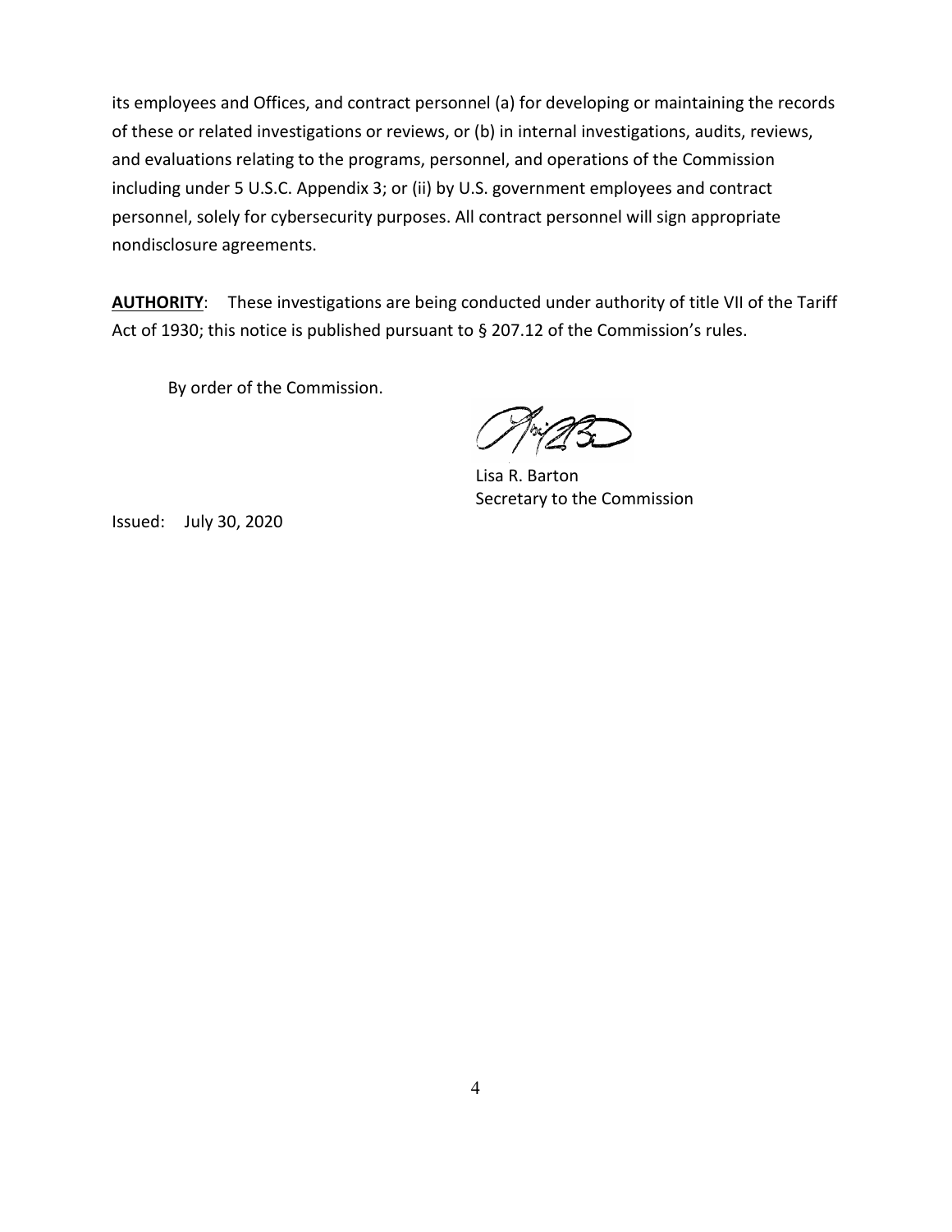its employees and Offices, and contract personnel (a) for developing or maintaining the records of these or related investigations or reviews, or (b) in internal investigations, audits, reviews, and evaluations relating to the programs, personnel, and operations of the Commission including under 5 U.S.C. Appendix 3; or (ii) by U.S. government employees and contract personnel, solely for cybersecurity purposes. All contract personnel will sign appropriate nondisclosure agreements.

**AUTHORITY**: These investigations are being conducted under authority of title VII of the Tariff Act of 1930; this notice is published pursuant to § 207.12 of the Commission's rules.

By order of the Commission.

Lisa R. Barton
Secretary to the Commission

Issued: July 30, 2020